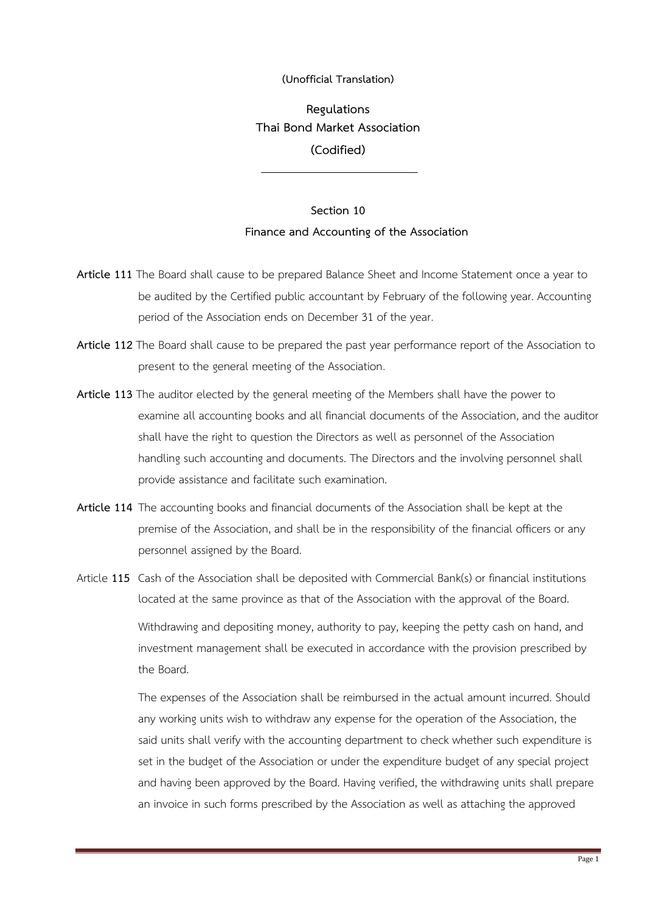**(Unofficial Translation)**

# Regulations
# Thai Bond Market Association
# (Codified)

---

## Section 10
## Finance and Accounting of the Association

**Article 111** The Board shall cause to be prepared Balance Sheet and Income Statement once a year to be audited by the Certified public accountant by February of the following year. Accounting period of the Association ends on December 31 of the year.

**Article 112** The Board shall cause to be prepared the past year performance report of the Association to present to the general meeting of the Association.

**Article 113** The auditor elected by the general meeting of the Members shall have the power to examine all accounting books and all financial documents of the Association, and the auditor shall have the right to question the Directors as well as personnel of the Association handling such accounting and documents. The Directors and the involving personnel shall provide assistance and facilitate such examination.

**Article 114** The accounting books and financial documents of the Association shall be kept at the premise of the Association, and shall be in the responsibility of the financial officers or any personnel assigned by the Board.

Article **115** Cash of the Association shall be deposited with Commercial Bank(s) or financial institutions located at the same province as that of the Association with the approval of the Board.

Withdrawing and depositing money, authority to pay, keeping the petty cash on hand, and investment management shall be executed in accordance with the provision prescribed by the Board.

The expenses of the Association shall be reimbursed in the actual amount incurred. Should any working units wish to withdraw any expense for the operation of the Association, the said units shall verify with the accounting department to check whether such expenditure is set in the budget of the Association or under the expenditure budget of any special project and having been approved by the Board. Having verified, the withdrawing units shall prepare an invoice in such forms prescribed by the Association as well as attaching the approved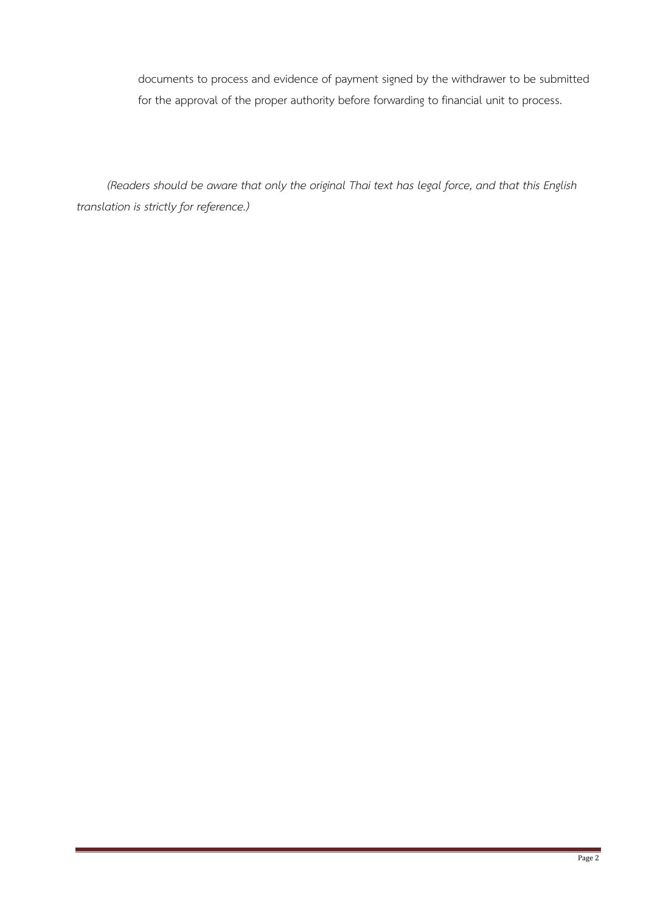documents to process and evidence of payment signed by the withdrawer to be submitted for the approval of the proper authority before forwarding to financial unit to process.

*(Readers should be aware that only the original Thai text has legal force, and that this English translation is strictly for reference.)*